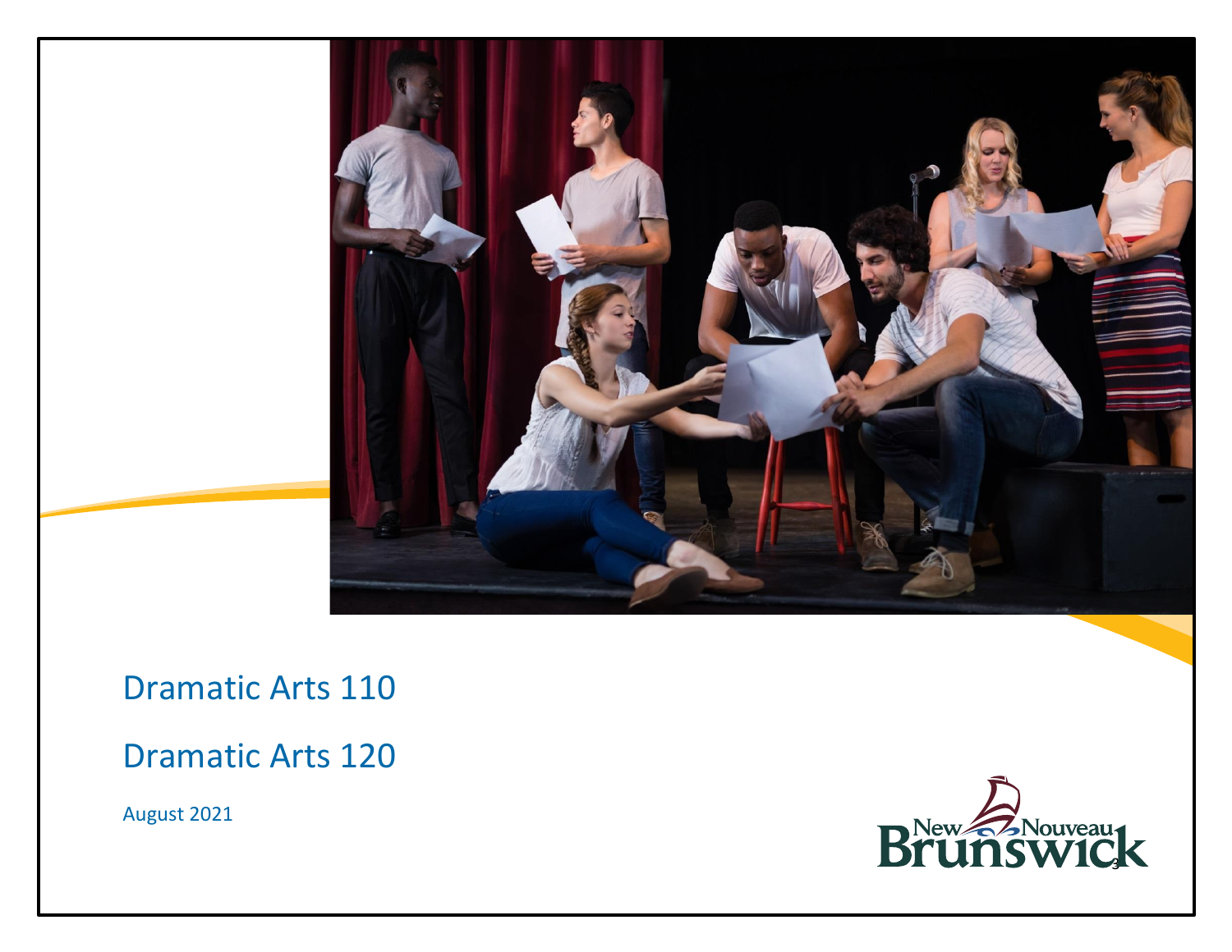# Dramatic Arts 110

# Dramatic Arts 120

August 2021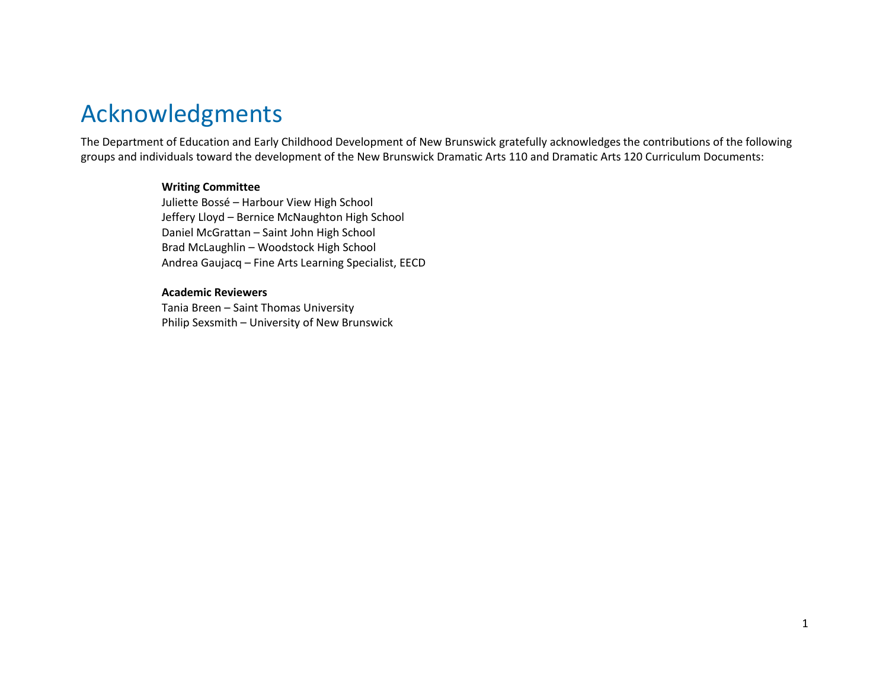# Acknowledgments

The Department of Education and Early Childhood Development of New Brunswick gratefully acknowledges the contributions of the following groups and individuals toward the development of the New Brunswick Dramatic Arts 110 and Dramatic Arts 120 Curriculum Documents:

**Writing Committee**
Juliette Bossé – Harbour View High School
Jeffery Lloyd – Bernice McNaughton High School
Daniel McGrattan – Saint John High School
Brad McLaughlin – Woodstock High School
Andrea Gaujacq – Fine Arts Learning Specialist, EECD

**Academic Reviewers**
Tania Breen – Saint Thomas University
Philip Sexsmith – University of New Brunswick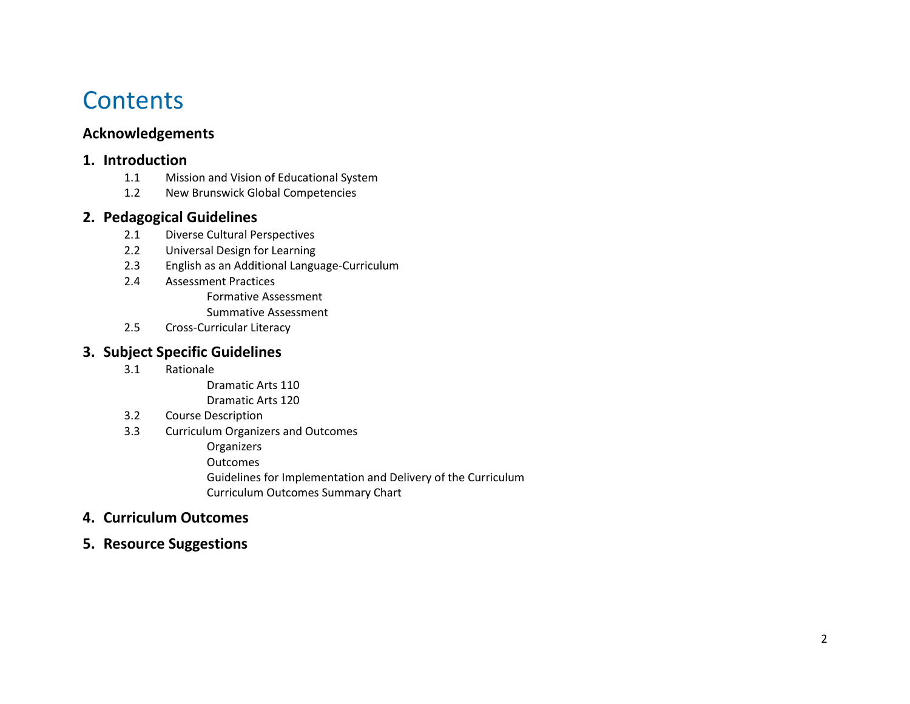# Contents

## Acknowledgements

## 1. Introduction

- 1.1 Mission and Vision of Educational System
- 1.2 New Brunswick Global Competencies

## 2. Pedagogical Guidelines

- 2.1 Diverse Cultural Perspectives
- 2.2 Universal Design for Learning
- 2.3 English as an Additional Language-Curriculum
- 2.4 Assessment Practices
  - Formative Assessment
  - Summative Assessment
- 2.5 Cross-Curricular Literacy

## 3. Subject Specific Guidelines

- 3.1 Rationale
  - Dramatic Arts 110
  - Dramatic Arts 120
- 3.2 Course Description
- 3.3 Curriculum Organizers and Outcomes
  - Organizers
  - Outcomes
  - Guidelines for Implementation and Delivery of the Curriculum
  - Curriculum Outcomes Summary Chart

## 4. Curriculum Outcomes

## 5. Resource Suggestions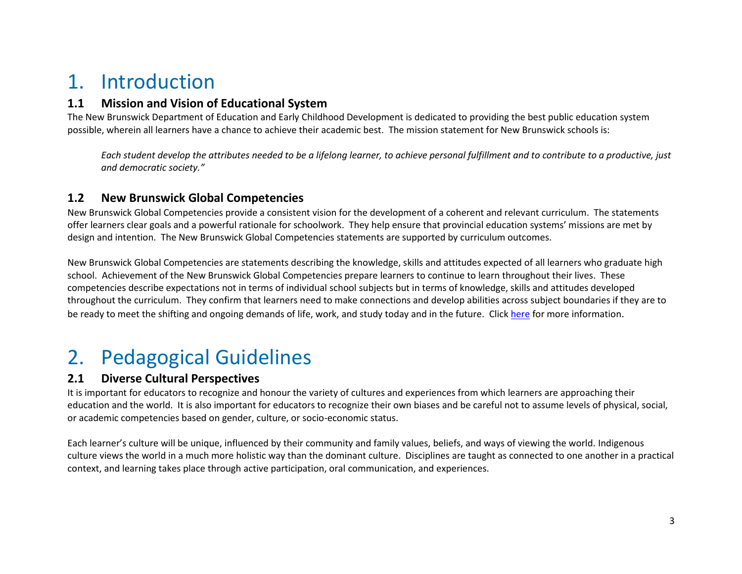# 1. Introduction

## 1.1 Mission and Vision of Educational System

The New Brunswick Department of Education and Early Childhood Development is dedicated to providing the best public education system possible, wherein all learners have a chance to achieve their academic best. The mission statement for New Brunswick schools is:

> *Each student develop the attributes needed to be a lifelong learner, to achieve personal fulfillment and to contribute to a productive, just and democratic society."*

## 1.2 New Brunswick Global Competencies

New Brunswick Global Competencies provide a consistent vision for the development of a coherent and relevant curriculum. The statements offer learners clear goals and a powerful rationale for schoolwork. They help ensure that provincial education systems' missions are met by design and intention. The New Brunswick Global Competencies statements are supported by curriculum outcomes.

New Brunswick Global Competencies are statements describing the knowledge, skills and attitudes expected of all learners who graduate high school. Achievement of the New Brunswick Global Competencies prepare learners to continue to learn throughout their lives. These competencies describe expectations not in terms of individual school subjects but in terms of knowledge, skills and attitudes developed throughout the curriculum. They confirm that learners need to make connections and develop abilities across subject boundaries if they are to be ready to meet the shifting and ongoing demands of life, work, and study today and in the future. Click here for more information.

# 2. Pedagogical Guidelines

## 2.1 Diverse Cultural Perspectives

It is important for educators to recognize and honour the variety of cultures and experiences from which learners are approaching their education and the world. It is also important for educators to recognize their own biases and be careful not to assume levels of physical, social, or academic competencies based on gender, culture, or socio-economic status.

Each learner's culture will be unique, influenced by their community and family values, beliefs, and ways of viewing the world. Indigenous culture views the world in a much more holistic way than the dominant culture. Disciplines are taught as connected to one another in a practical context, and learning takes place through active participation, oral communication, and experiences.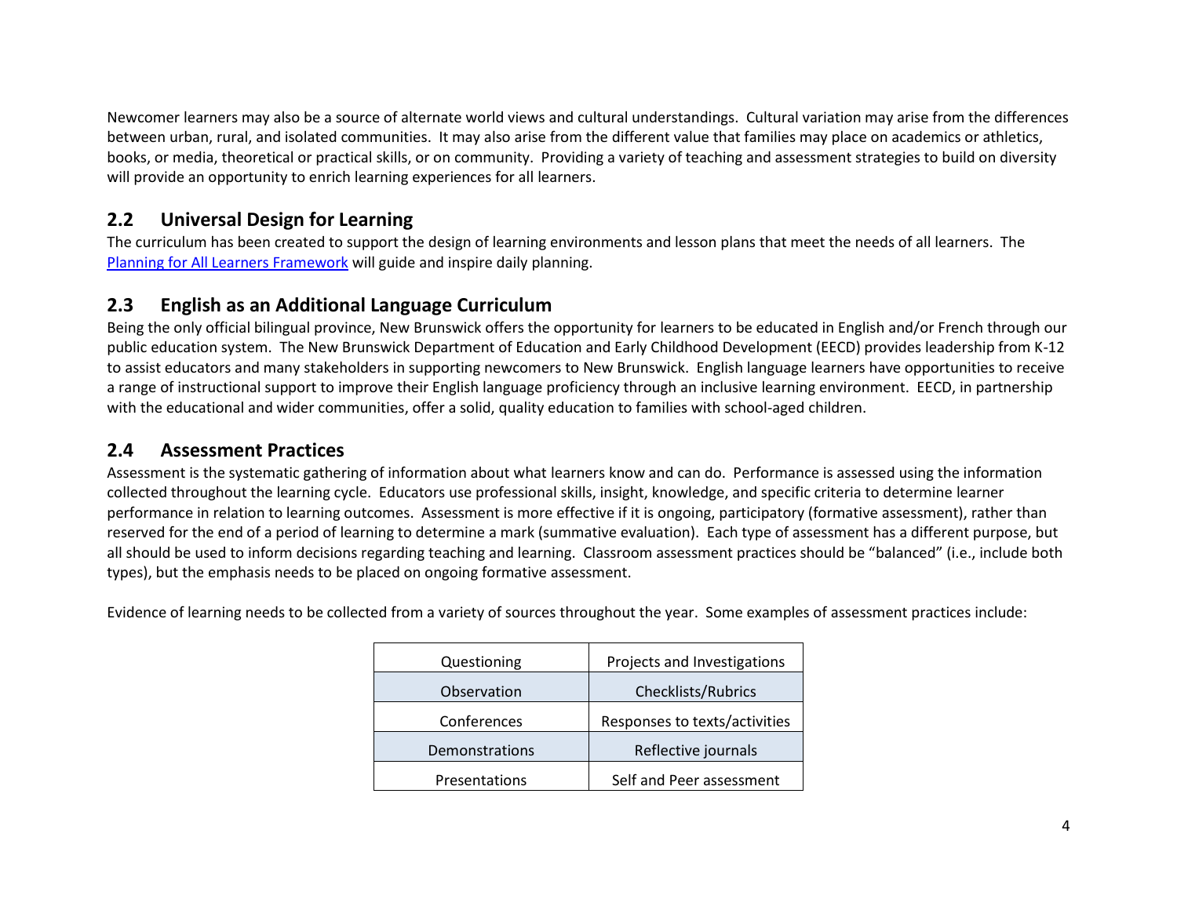Newcomer learners may also be a source of alternate world views and cultural understandings. Cultural variation may arise from the differences between urban, rural, and isolated communities. It may also arise from the different value that families may place on academics or athletics, books, or media, theoretical or practical skills, or on community. Providing a variety of teaching and assessment strategies to build on diversity will provide an opportunity to enrich learning experiences for all learners.

## 2.2 Universal Design for Learning

The curriculum has been created to support the design of learning environments and lesson plans that meet the needs of all learners. The [Planning for All Learners Framework]() will guide and inspire daily planning.

## 2.3 English as an Additional Language Curriculum

Being the only official bilingual province, New Brunswick offers the opportunity for learners to be educated in English and/or French through our public education system. The New Brunswick Department of Education and Early Childhood Development (EECD) provides leadership from K-12 to assist educators and many stakeholders in supporting newcomers to New Brunswick. English language learners have opportunities to receive a range of instructional support to improve their English language proficiency through an inclusive learning environment. EECD, in partnership with the educational and wider communities, offer a solid, quality education to families with school-aged children.

## 2.4 Assessment Practices

Assessment is the systematic gathering of information about what learners know and can do. Performance is assessed using the information collected throughout the learning cycle. Educators use professional skills, insight, knowledge, and specific criteria to determine learner performance in relation to learning outcomes. Assessment is more effective if it is ongoing, participatory (formative assessment), rather than reserved for the end of a period of learning to determine a mark (summative evaluation). Each type of assessment has a different purpose, but all should be used to inform decisions regarding teaching and learning. Classroom assessment practices should be "balanced" (i.e., include both types), but the emphasis needs to be placed on ongoing formative assessment.

Evidence of learning needs to be collected from a variety of sources throughout the year. Some examples of assessment practices include:

| | |
|---|---|
| Questioning | Projects and Investigations |
| Observation | Checklists/Rubrics |
| Conferences | Responses to texts/activities |
| Demonstrations | Reflective journals |
| Presentations | Self and Peer assessment |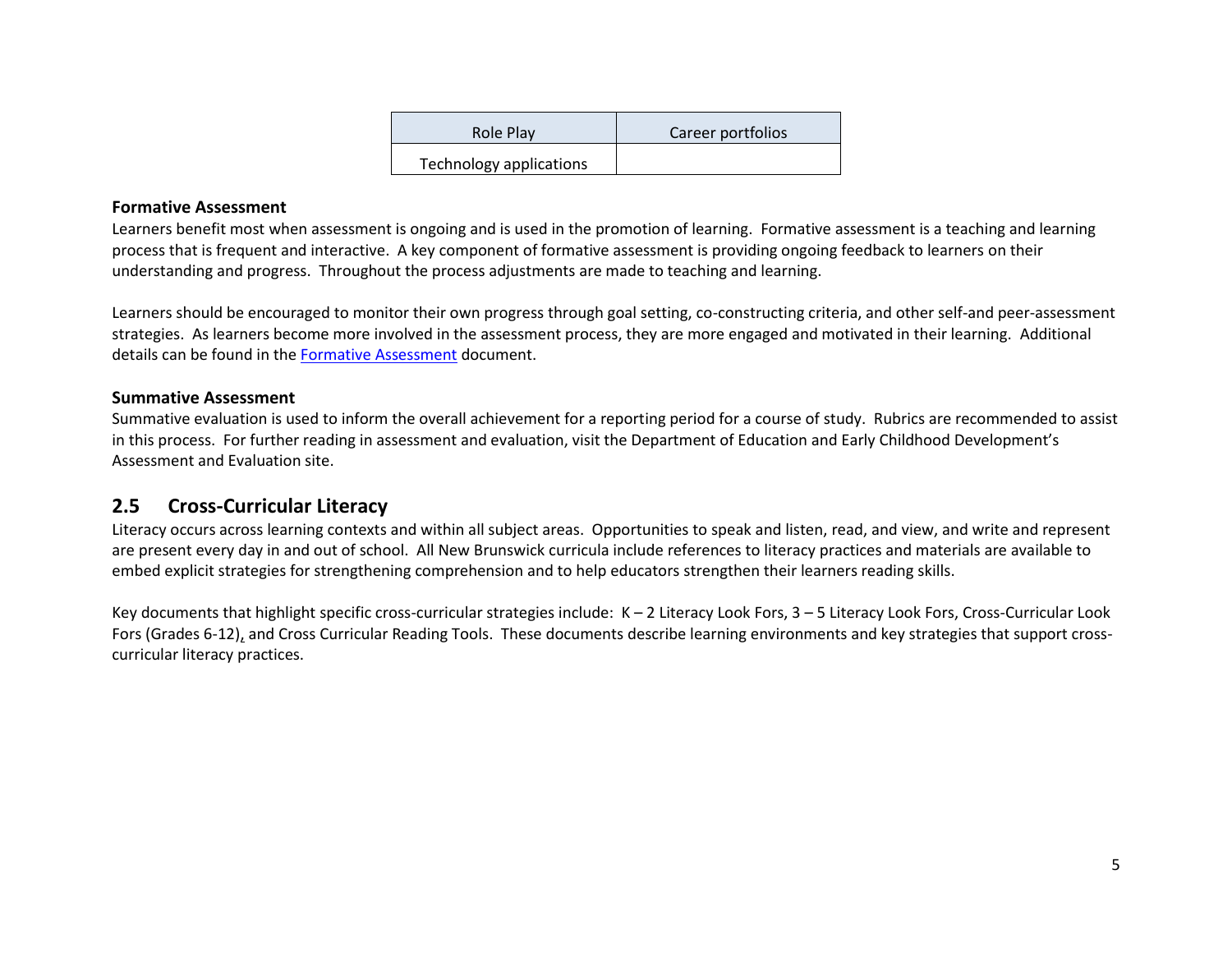| | |
|---|---|
| Role Play | Career portfolios |
| Technology applications | |

**Formative Assessment**

Learners benefit most when assessment is ongoing and is used in the promotion of learning. Formative assessment is a teaching and learning process that is frequent and interactive. A key component of formative assessment is providing ongoing feedback to learners on their understanding and progress. Throughout the process adjustments are made to teaching and learning.

Learners should be encouraged to monitor their own progress through goal setting, co-constructing criteria, and other self-and peer-assessment strategies. As learners become more involved in the assessment process, they are more engaged and motivated in their learning. Additional details can be found in the Formative Assessment document.

**Summative Assessment**

Summative evaluation is used to inform the overall achievement for a reporting period for a course of study. Rubrics are recommended to assist in this process. For further reading in assessment and evaluation, visit the Department of Education and Early Childhood Development's Assessment and Evaluation site.

## 2.5 Cross-Curricular Literacy

Literacy occurs across learning contexts and within all subject areas. Opportunities to speak and listen, read, and view, and write and represent are present every day in and out of school. All New Brunswick curricula include references to literacy practices and materials are available to embed explicit strategies for strengthening comprehension and to help educators strengthen their learners reading skills.

Key documents that highlight specific cross-curricular strategies include: K – 2 Literacy Look Fors, 3 – 5 Literacy Look Fors, Cross-Curricular Look Fors (Grades 6-12), and Cross Curricular Reading Tools. These documents describe learning environments and key strategies that support cross-curricular literacy practices.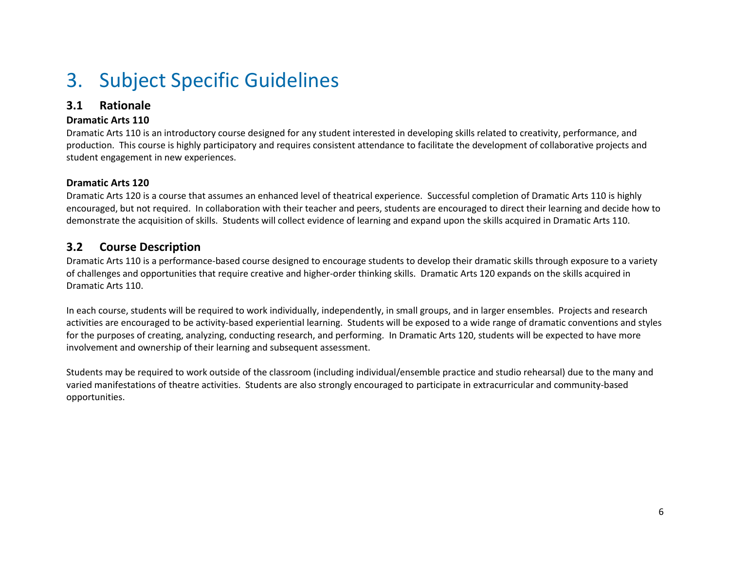# 3. Subject Specific Guidelines

## 3.1 Rationale

### Dramatic Arts 110

Dramatic Arts 110 is an introductory course designed for any student interested in developing skills related to creativity, performance, and production. This course is highly participatory and requires consistent attendance to facilitate the development of collaborative projects and student engagement in new experiences.

### Dramatic Arts 120

Dramatic Arts 120 is a course that assumes an enhanced level of theatrical experience. Successful completion of Dramatic Arts 110 is highly encouraged, but not required. In collaboration with their teacher and peers, students are encouraged to direct their learning and decide how to demonstrate the acquisition of skills. Students will collect evidence of learning and expand upon the skills acquired in Dramatic Arts 110.

## 3.2 Course Description

Dramatic Arts 110 is a performance-based course designed to encourage students to develop their dramatic skills through exposure to a variety of challenges and opportunities that require creative and higher-order thinking skills. Dramatic Arts 120 expands on the skills acquired in Dramatic Arts 110.

In each course, students will be required to work individually, independently, in small groups, and in larger ensembles. Projects and research activities are encouraged to be activity-based experiential learning. Students will be exposed to a wide range of dramatic conventions and styles for the purposes of creating, analyzing, conducting research, and performing. In Dramatic Arts 120, students will be expected to have more involvement and ownership of their learning and subsequent assessment.

Students may be required to work outside of the classroom (including individual/ensemble practice and studio rehearsal) due to the many and varied manifestations of theatre activities. Students are also strongly encouraged to participate in extracurricular and community-based opportunities.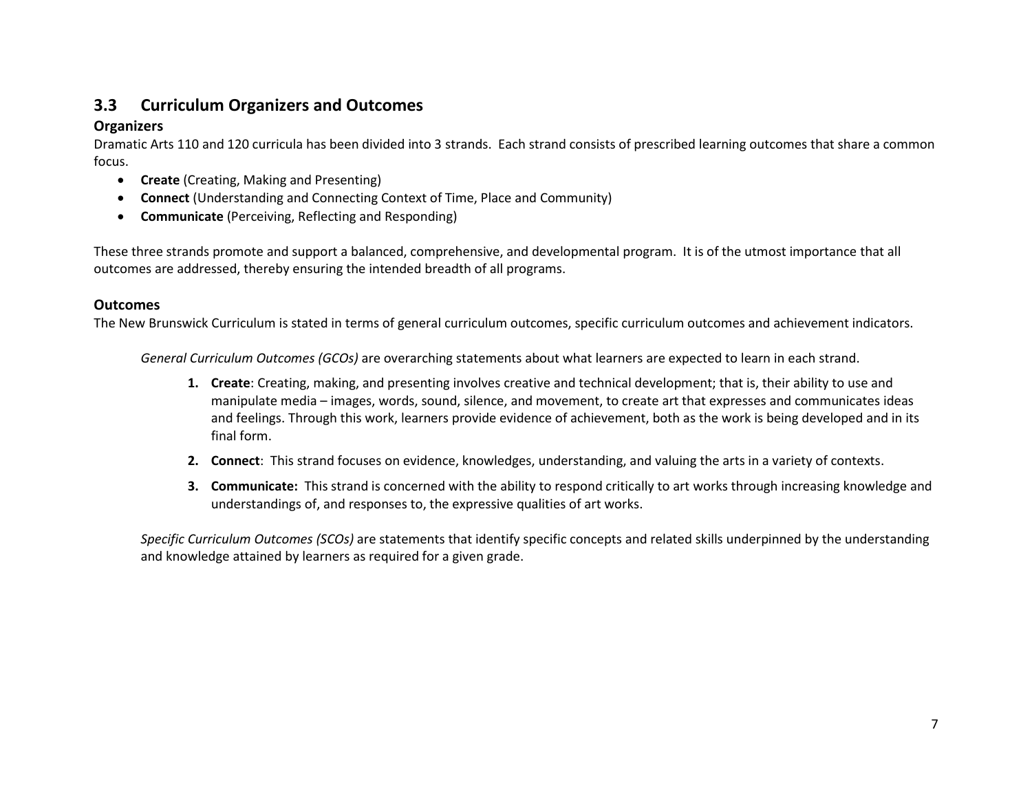## 3.3 Curriculum Organizers and Outcomes

### Organizers

Dramatic Arts 110 and 120 curricula has been divided into 3 strands. Each strand consists of prescribed learning outcomes that share a common focus.

- **Create** (Creating, Making and Presenting)
- **Connect** (Understanding and Connecting Context of Time, Place and Community)
- **Communicate** (Perceiving, Reflecting and Responding)

These three strands promote and support a balanced, comprehensive, and developmental program. It is of the utmost importance that all outcomes are addressed, thereby ensuring the intended breadth of all programs.

### Outcomes

The New Brunswick Curriculum is stated in terms of general curriculum outcomes, specific curriculum outcomes and achievement indicators.

*General Curriculum Outcomes (GCOs)* are overarching statements about what learners are expected to learn in each strand.

1. **Create**: Creating, making, and presenting involves creative and technical development; that is, their ability to use and manipulate media – images, words, sound, silence, and movement, to create art that expresses and communicates ideas and feelings. Through this work, learners provide evidence of achievement, both as the work is being developed and in its final form.
2. **Connect**: This strand focuses on evidence, knowledges, understanding, and valuing the arts in a variety of contexts.
3. **Communicate:** This strand is concerned with the ability to respond critically to art works through increasing knowledge and understandings of, and responses to, the expressive qualities of art works.

*Specific Curriculum Outcomes (SCOs)* are statements that identify specific concepts and related skills underpinned by the understanding and knowledge attained by learners as required for a given grade.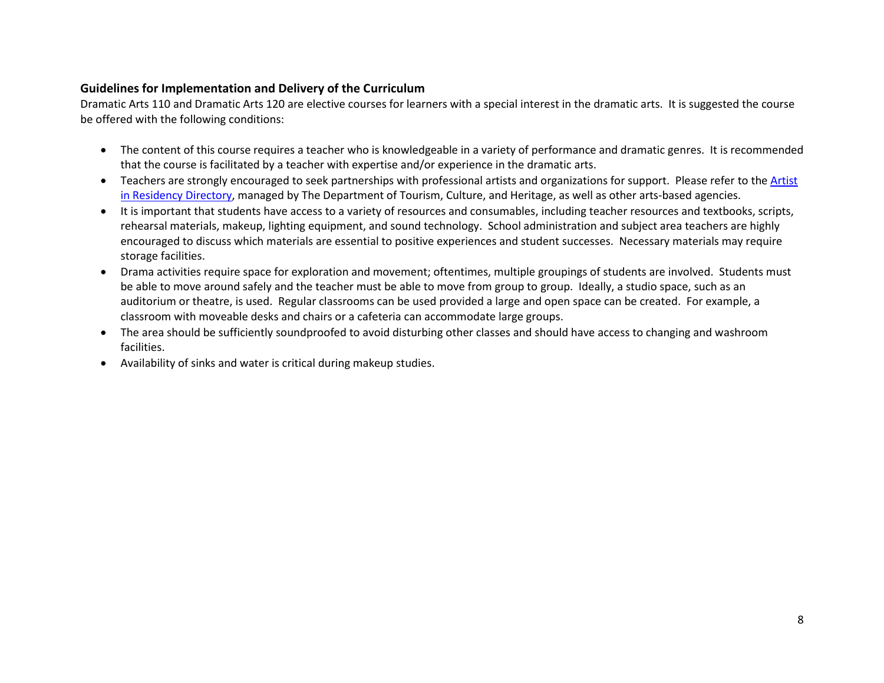## Guidelines for Implementation and Delivery of the Curriculum

Dramatic Arts 110 and Dramatic Arts 120 are elective courses for learners with a special interest in the dramatic arts. It is suggested the course be offered with the following conditions:

- The content of this course requires a teacher who is knowledgeable in a variety of performance and dramatic genres. It is recommended that the course is facilitated by a teacher with expertise and/or experience in the dramatic arts.
- Teachers are strongly encouraged to seek partnerships with professional artists and organizations for support. Please refer to the Artist in Residency Directory, managed by The Department of Tourism, Culture, and Heritage, as well as other arts-based agencies.
- It is important that students have access to a variety of resources and consumables, including teacher resources and textbooks, scripts, rehearsal materials, makeup, lighting equipment, and sound technology. School administration and subject area teachers are highly encouraged to discuss which materials are essential to positive experiences and student successes. Necessary materials may require storage facilities.
- Drama activities require space for exploration and movement; oftentimes, multiple groupings of students are involved. Students must be able to move around safely and the teacher must be able to move from group to group. Ideally, a studio space, such as an auditorium or theatre, is used. Regular classrooms can be used provided a large and open space can be created. For example, a classroom with moveable desks and chairs or a cafeteria can accommodate large groups.
- The area should be sufficiently soundproofed to avoid disturbing other classes and should have access to changing and washroom facilities.
- Availability of sinks and water is critical during makeup studies.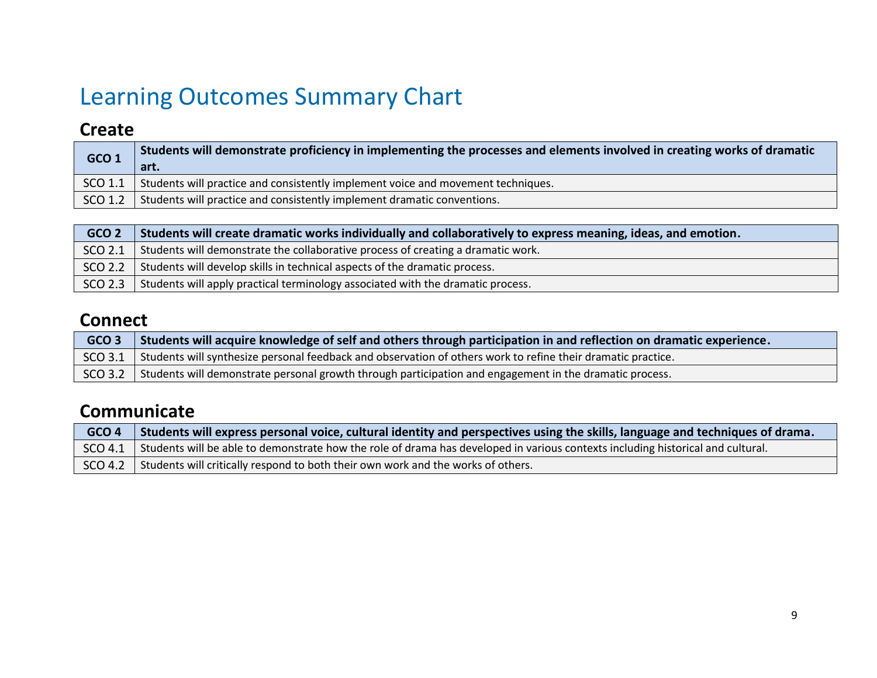# Learning Outcomes Summary Chart

## Create

| GCO 1 | **Students will demonstrate proficiency in implementing the processes and elements involved in creating works of dramatic art.** |
|---|---|
| SCO 1.1 | Students will practice and consistently implement voice and movement techniques. |
| SCO 1.2 | Students will practice and consistently implement dramatic conventions. |

| GCO 2 | **Students will create dramatic works individually and collaboratively to express meaning, ideas, and emotion.** |
|---|---|
| SCO 2.1 | Students will demonstrate the collaborative process of creating a dramatic work. |
| SCO 2.2 | Students will develop skills in technical aspects of the dramatic process. |
| SCO 2.3 | Students will apply practical terminology associated with the dramatic process. |

## Connect

| GCO 3 | **Students will acquire knowledge of self and others through participation in and reflection on dramatic experience.** |
|---|---|
| SCO 3.1 | Students will synthesize personal feedback and observation of others work to refine their dramatic practice. |
| SCO 3.2 | Students will demonstrate personal growth through participation and engagement in the dramatic process. |

## Communicate

| GCO 4 | **Students will express personal voice, cultural identity and perspectives using the skills, language and techniques of drama.** |
|---|---|
| SCO 4.1 | Students will be able to demonstrate how the role of drama has developed in various contexts including historical and cultural. |
| SCO 4.2 | Students will critically respond to both their own work and the works of others. |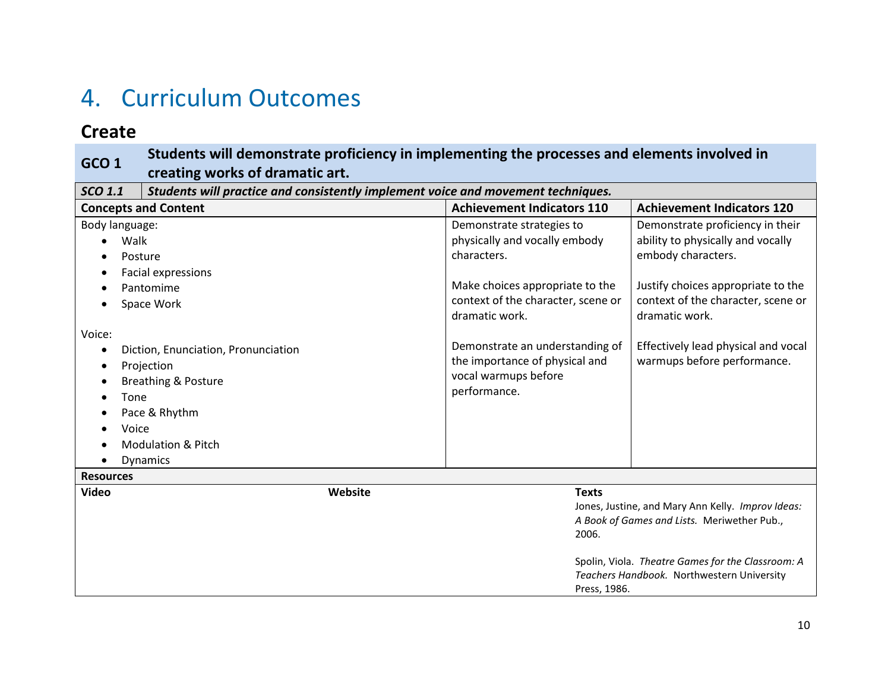# 4. Curriculum Outcomes

## Create

| GCO 1 | Students will demonstrate proficiency in implementing the processes and elements involved in creating works of dramatic art. |
|---|---|

| *SCO 1.1* | ***Students will practice and consistently implement voice and movement techniques.*** |
|---|---|

| Concepts and Content | Achievement Indicators 110 | Achievement Indicators 120 |
|---|---|---|
| Body language:<br>• Walk<br>• Posture<br>• Facial expressions<br>• Pantomime<br>• Space Work<br><br>Voice:<br>• Diction, Enunciation, Pronunciation<br>• Projection<br>• Breathing & Posture<br>• Tone<br>• Pace & Rhythm<br>• Voice<br>• Modulation & Pitch<br>• Dynamics | Demonstrate strategies to physically and vocally embody characters.<br><br>Make choices appropriate to the context of the character, scene or dramatic work.<br><br>Demonstrate an understanding of the importance of physical and vocal warmups before performance. | Demonstrate proficiency in their ability to physically and vocally embody characters.<br><br>Justify choices appropriate to the context of the character, scene or dramatic work.<br><br>Effectively lead physical and vocal warmups before performance. |

**Resources**

| Video | Website | Texts |
|---|---|---|
| | | Jones, Justine, and Mary Ann Kelly. *Improv Ideas: A Book of Games and Lists.* Meriwether Pub., 2006.<br><br>Spolin, Viola. *Theatre Games for the Classroom: A Teachers Handbook.* Northwestern University Press, 1986. |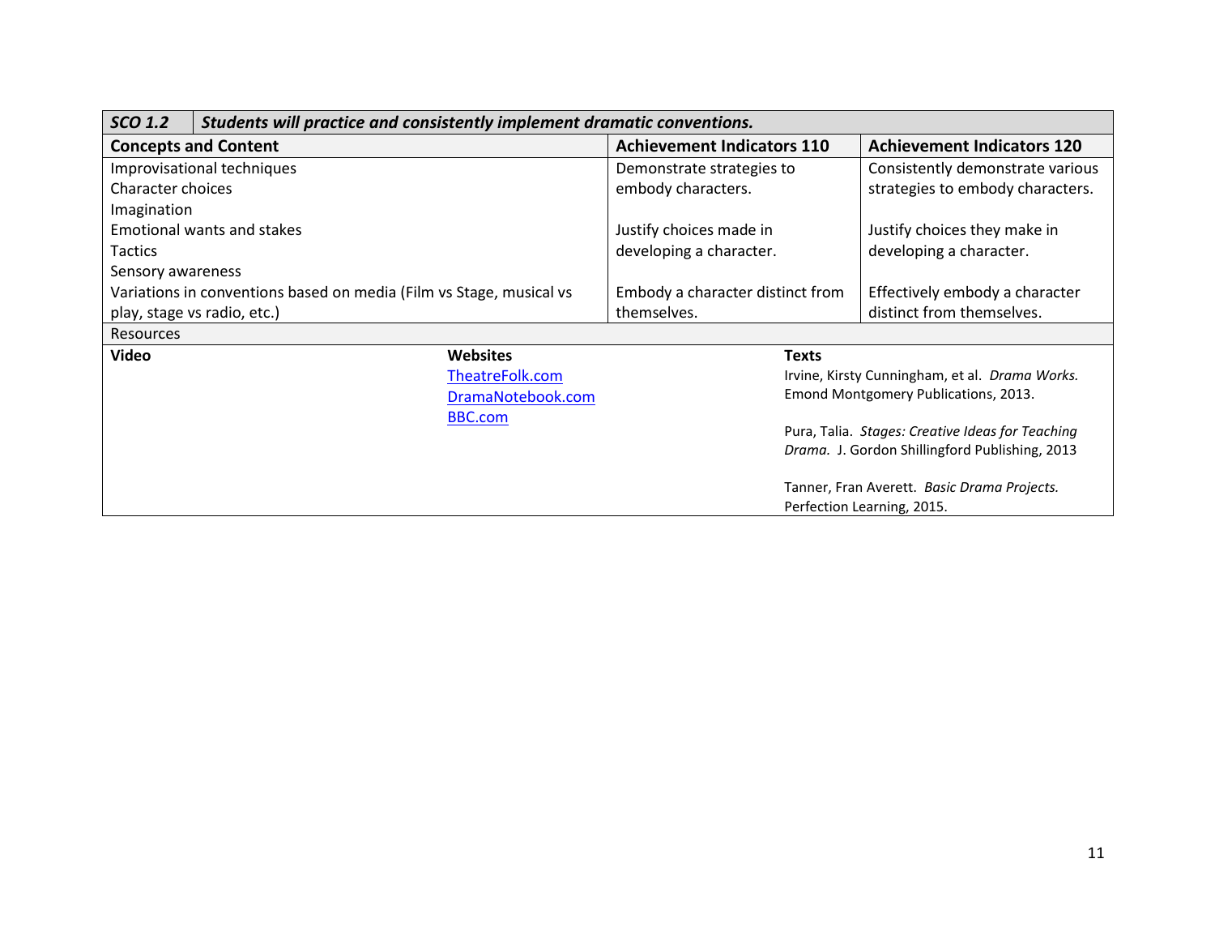| *SCO 1.2* | ***Students will practice and consistently implement dramatic conventions.*** | |
|---|---|---|
| **Concepts and Content** | **Achievement Indicators 110** | **Achievement Indicators 120** |
| Improvisational techniques<br>Character choices<br>Imagination<br>Emotional wants and stakes<br>Tactics<br>Sensory awareness<br>Variations in conventions based on media (Film vs Stage, musical vs play, stage vs radio, etc.) | Demonstrate strategies to embody characters.<br><br>Justify choices made in developing a character.<br><br>Embody a character distinct from themselves. | Consistently demonstrate various strategies to embody characters.<br><br>Justify choices they make in developing a character.<br><br>Effectively embody a character distinct from themselves. |

Resources

| **Video** | **Websites** | **Texts** |
|---|---|---|
| | [TheatreFolk.com](TheatreFolk.com)<br>[DramaNotebook.com](DramaNotebook.com)<br>[BBC.com](BBC.com) | Irvine, Kirsty Cunningham, et al. *Drama Works.* Emond Montgomery Publications, 2013.<br><br>Pura, Talia. *Stages: Creative Ideas for Teaching Drama.* J. Gordon Shillingford Publishing, 2013<br><br>Tanner, Fran Averett. *Basic Drama Projects.* Perfection Learning, 2015. |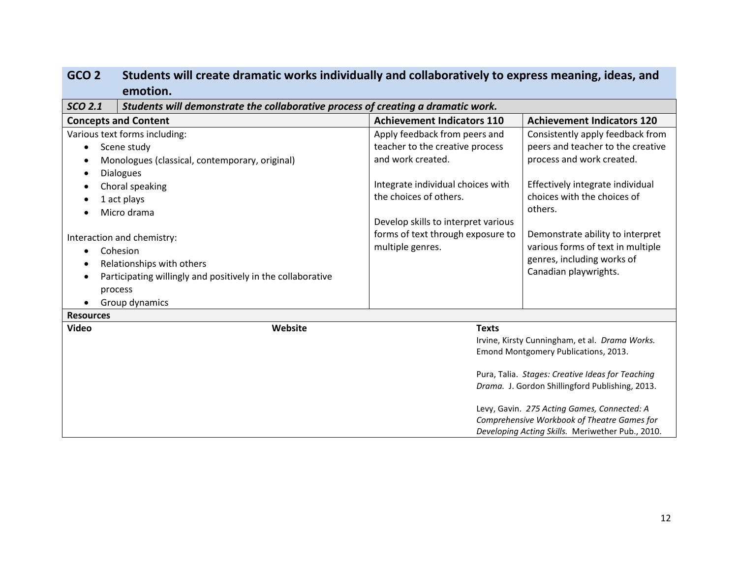## GCO 2 Students will create dramatic works individually and collaboratively to express meaning, ideas, and emotion.

| ***SCO 2.1*** | ***Students will demonstrate the collaborative process of creating a dramatic work.*** | |
|---|---|---|
| **Concepts and Content** | **Achievement Indicators 110** | **Achievement Indicators 120** |
| Various text forms including:<br>• Scene study<br>• Monologues (classical, contemporary, original)<br>• Dialogues<br>• Choral speaking<br>• 1 act plays<br>• Micro drama<br><br>Interaction and chemistry:<br>• Cohesion<br>• Relationships with others<br>• Participating willingly and positively in the collaborative process<br>• Group dynamics | Apply feedback from peers and teacher to the creative process and work created.<br><br>Integrate individual choices with the choices of others.<br><br>Develop skills to interpret various forms of text through exposure to multiple genres. | Consistently apply feedback from peers and teacher to the creative process and work created.<br><br>Effectively integrate individual choices with the choices of others.<br><br>Demonstrate ability to interpret various forms of text in multiple genres, including works of Canadian playwrights. |

**Resources**

| **Video** | **Website** | **Texts** |
|---|---|---|
| | | Irvine, Kirsty Cunningham, et al. *Drama Works.* Emond Montgomery Publications, 2013.<br><br>Pura, Talia. *Stages: Creative Ideas for Teaching Drama.* J. Gordon Shillingford Publishing, 2013.<br><br>Levy, Gavin. *275 Acting Games, Connected: A Comprehensive Workbook of Theatre Games for Developing Acting Skills.* Meriwether Pub., 2010. |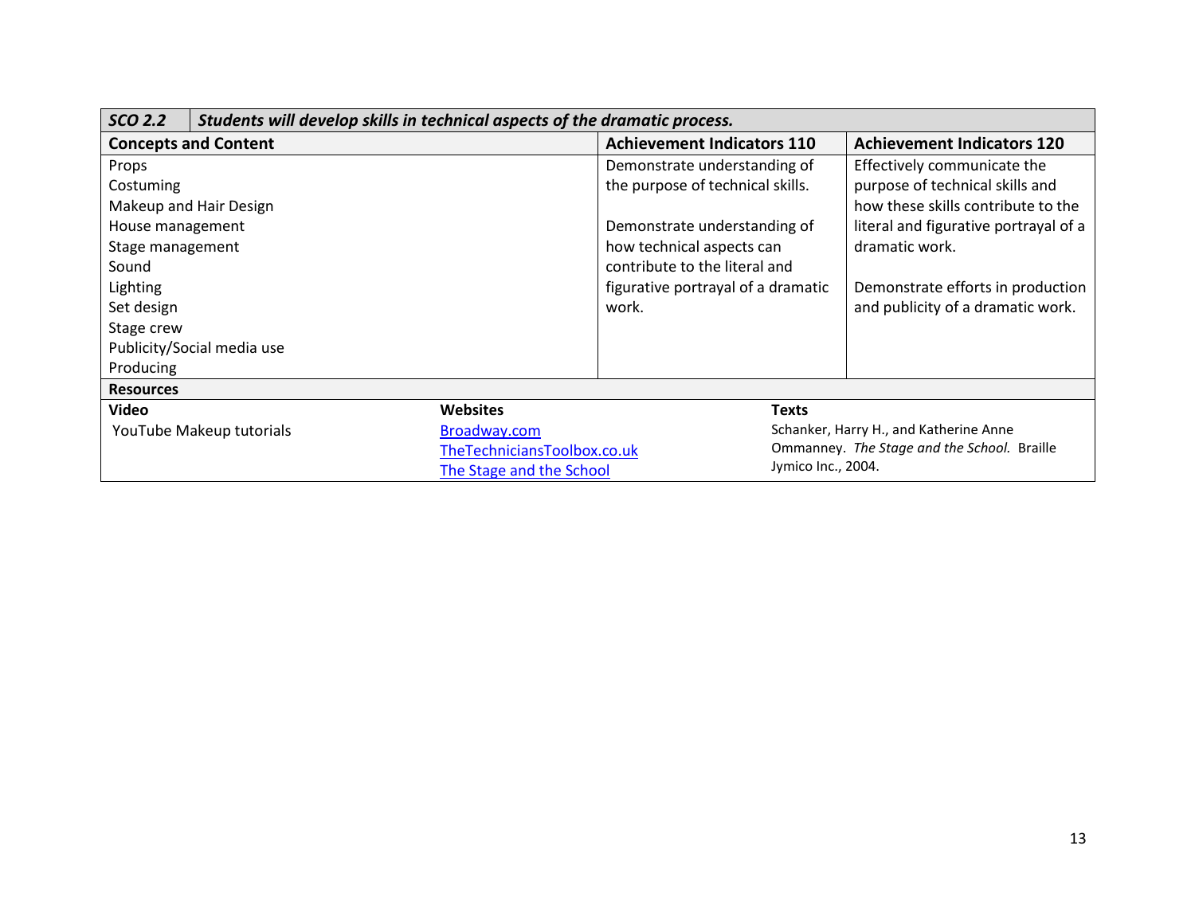| *SCO 2.2* | ***Students will develop skills in technical aspects of the dramatic process.*** | |
|---|---|---|
| **Concepts and Content** | **Achievement Indicators 110** | **Achievement Indicators 120** |
| Props<br>Costuming<br>Makeup and Hair Design<br>House management<br>Stage management<br>Sound<br>Lighting<br>Set design<br>Stage crew<br>Publicity/Social media use<br>Producing | Demonstrate understanding of the purpose of technical skills.<br><br>Demonstrate understanding of how technical aspects can contribute to the literal and figurative portrayal of a dramatic work. | Effectively communicate the purpose of technical skills and how these skills contribute to the literal and figurative portrayal of a dramatic work.<br><br>Demonstrate efforts in production and publicity of a dramatic work. |

**Resources**

| **Video** | **Websites** | **Texts** |
|---|---|---|
| YouTube Makeup tutorials | [Broadway.com](Broadway.com)<br>[TheTechniciansToolbox.co.uk](TheTechniciansToolbox.co.uk)<br>[The Stage and the School]() | Schanker, Harry H., and Katherine Anne Ommanney. *The Stage and the School.* Braille Jymico Inc., 2004. |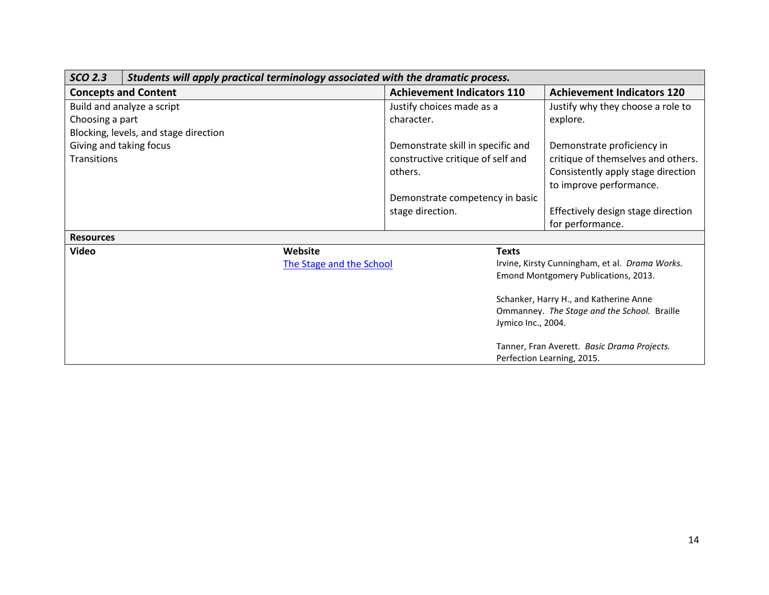| *SCO 2.3* | ***Students will apply practical terminology associated with the dramatic process.*** | |
|---|---|---|
| **Concepts and Content** | **Achievement Indicators 110** | **Achievement Indicators 120** |
| Build and analyze a script<br>Choosing a part<br>Blocking, levels, and stage direction<br>Giving and taking focus<br>Transitions | Justify choices made as a character.<br><br>Demonstrate skill in specific and constructive critique of self and others.<br><br>Demonstrate competency in basic stage direction. | Justify why they choose a role to explore.<br><br>Demonstrate proficiency in critique of themselves and others. Consistently apply stage direction to improve performance.<br><br>Effectively design stage direction for performance. |

**Resources**

| **Video** | **Website** | **Texts** |
|---|---|---|
| | The Stage and the School | Irvine, Kirsty Cunningham, et al. *Drama Works.* Emond Montgomery Publications, 2013.<br><br>Schanker, Harry H., and Katherine Anne Ommanney. *The Stage and the School.* Braille Jymico Inc., 2004.<br><br>Tanner, Fran Averett. *Basic Drama Projects.* Perfection Learning, 2015. |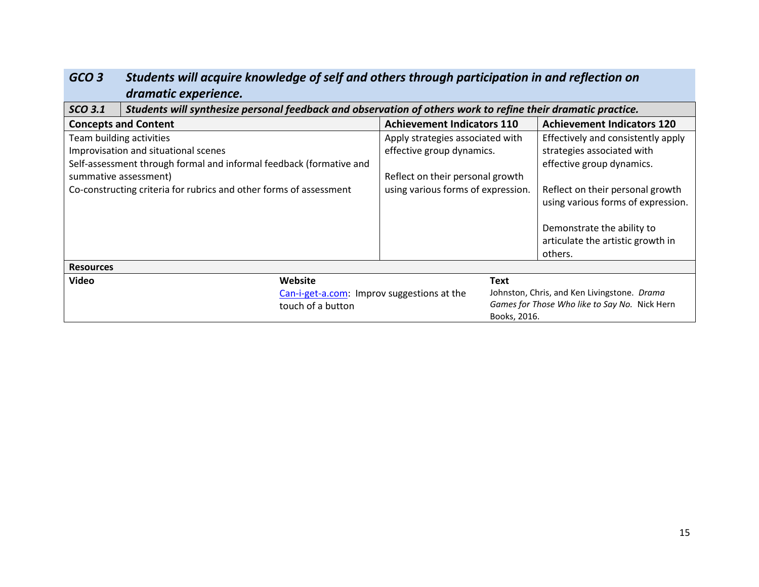## *GCO 3 Students will acquire knowledge of self and others through participation in and reflection on dramatic experience.*

| *SCO 3.1* | *Students will synthesize personal feedback and observation of others work to refine their dramatic practice.* | |
|---|---|---|
| **Concepts and Content** | **Achievement Indicators 110** | **Achievement Indicators 120** |
| Team building activities<br>Improvisation and situational scenes<br>Self-assessment through formal and informal feedback (formative and summative assessment)<br>Co-constructing criteria for rubrics and other forms of assessment | Apply strategies associated with effective group dynamics.<br><br>Reflect on their personal growth using various forms of expression. | Effectively and consistently apply strategies associated with effective group dynamics.<br><br>Reflect on their personal growth using various forms of expression.<br><br>Demonstrate the ability to articulate the artistic growth in others. |

**Resources**

| **Video** | **Website** | **Text** |
|---|---|---|
| | Can-i-get-a.com: Improv suggestions at the touch of a button | Johnston, Chris, and Ken Livingstone. *Drama Games for Those Who like to Say No.* Nick Hern Books, 2016. |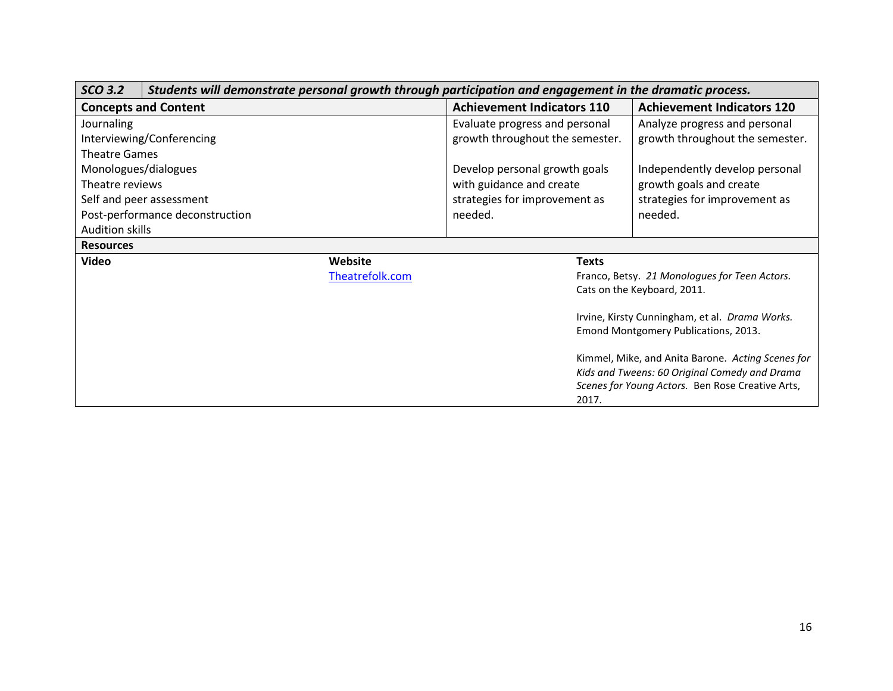| *SCO 3.2* | ***Students will demonstrate personal growth through participation and engagement in the dramatic process.*** | | |
|---|---|---|---|
| **Concepts and Content** | | **Achievement Indicators 110** | **Achievement Indicators 120** |
| Journaling<br>Interviewing/Conferencing<br>Theatre Games<br>Monologues/dialogues<br>Theatre reviews<br>Self and peer assessment<br>Post-performance deconstruction<br>Audition skills | | Evaluate progress and personal growth throughout the semester.<br><br>Develop personal growth goals with guidance and create strategies for improvement as needed. | Analyze progress and personal growth throughout the semester.<br><br>Independently develop personal growth goals and create strategies for improvement as needed. |

**Resources**

| **Video** | **Website** | **Texts** |
|---|---|---|
| | Theatrefolk.com | Franco, Betsy. *21 Monologues for Teen Actors.* Cats on the Keyboard, 2011.<br><br>Irvine, Kirsty Cunningham, et al. *Drama Works.* Emond Montgomery Publications, 2013.<br><br>Kimmel, Mike, and Anita Barone. *Acting Scenes for Kids and Tweens: 60 Original Comedy and Drama Scenes for Young Actors.* Ben Rose Creative Arts, 2017. |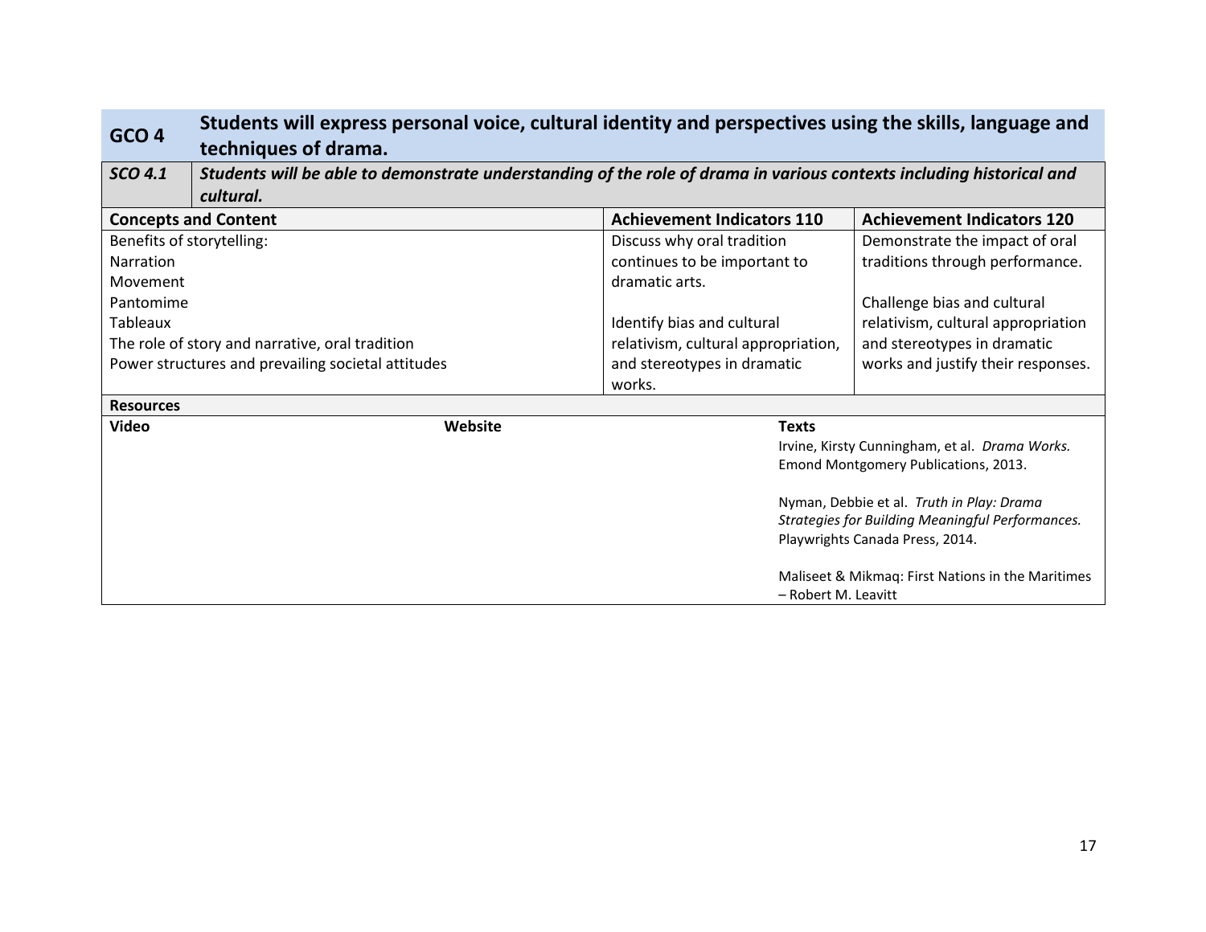| GCO 4 | Students will express personal voice, cultural identity and perspectives using the skills, language and techniques of drama. | |
|---|---|---|
| ***SCO 4.1*** | ***Students will be able to demonstrate understanding of the role of drama in various contexts including historical and cultural.*** | |
| **Concepts and Content** | **Achievement Indicators 110** | **Achievement Indicators 120** |
| Benefits of storytelling:<br>Narration<br>Movement<br>Pantomime<br>Tableaux<br>The role of story and narrative, oral tradition<br>Power structures and prevailing societal attitudes | Discuss why oral tradition continues to be important to dramatic arts.<br><br>Identify bias and cultural relativism, cultural appropriation, and stereotypes in dramatic works. | Demonstrate the impact of oral traditions through performance.<br><br>Challenge bias and cultural relativism, cultural appropriation and stereotypes in dramatic works and justify their responses. |

**Resources**

| Video | Website | Texts |
|---|---|---|
| | | Irvine, Kirsty Cunningham, et al. *Drama Works.* Emond Montgomery Publications, 2013.<br><br>Nyman, Debbie et al. *Truth in Play: Drama Strategies for Building Meaningful Performances.* Playwrights Canada Press, 2014.<br><br>Maliseet & Mikmaq: First Nations in the Maritimes – Robert M. Leavitt |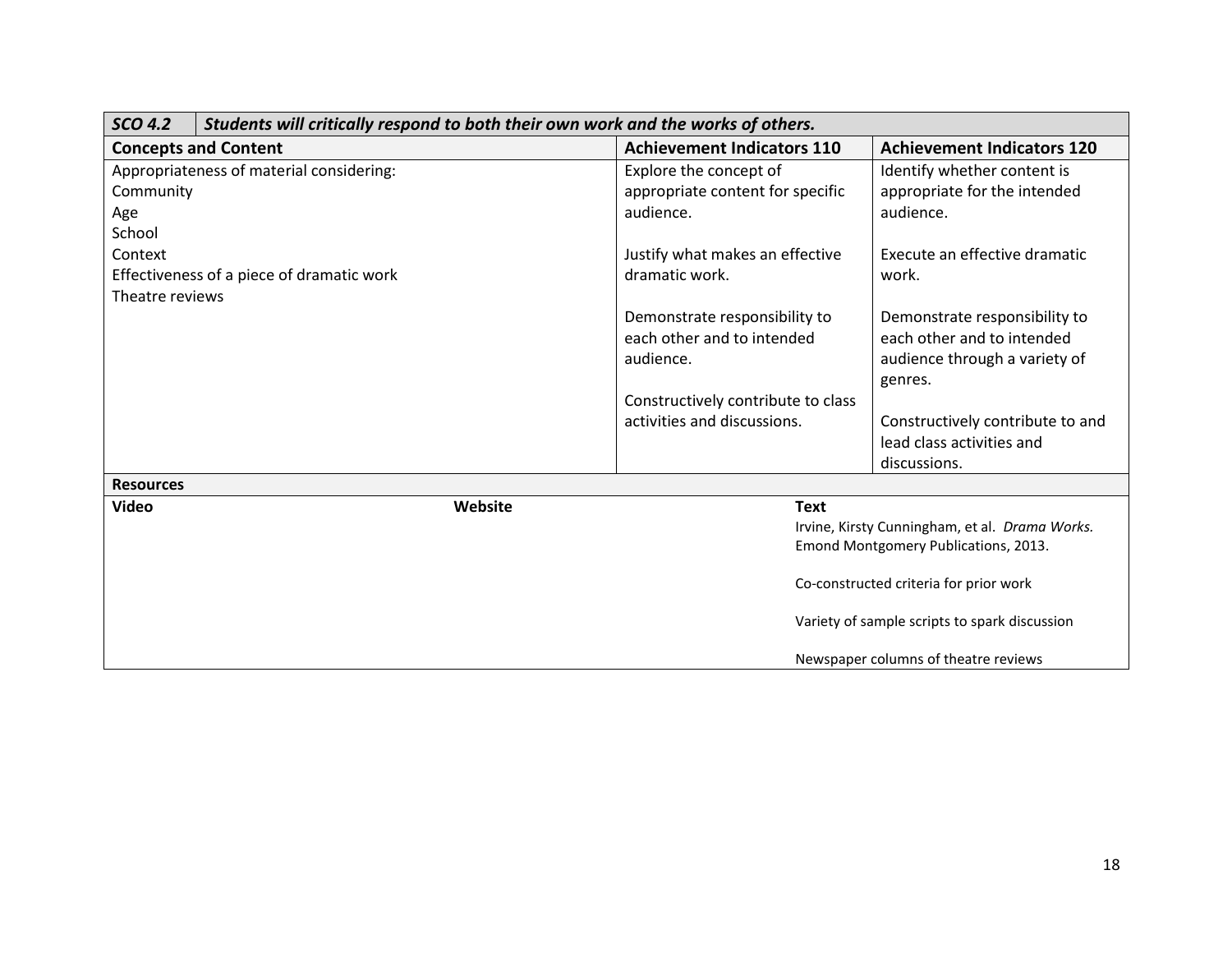| SCO 4.2 | Students will critically respond to both their own work and the works of others. | |
|---|---|---|
| **Concepts and Content** | **Achievement Indicators 110** | **Achievement Indicators 120** |
| Appropriateness of material considering:<br>Community<br>Age<br>School<br>Context<br>Effectiveness of a piece of dramatic work<br>Theatre reviews | Explore the concept of appropriate content for specific audience.<br><br>Justify what makes an effective dramatic work.<br><br>Demonstrate responsibility to each other and to intended audience.<br><br>Constructively contribute to class activities and discussions. | Identify whether content is appropriate for the intended audience.<br><br>Execute an effective dramatic work.<br><br>Demonstrate responsibility to each other and to intended audience through a variety of genres.<br><br>Constructively contribute to and lead class activities and discussions. |

**Resources**

| Video | Website | Text |
|---|---|---|
| | | Irvine, Kirsty Cunningham, et al. *Drama Works.* Emond Montgomery Publications, 2013.<br><br>Co-constructed criteria for prior work<br><br>Variety of sample scripts to spark discussion<br><br>Newspaper columns of theatre reviews |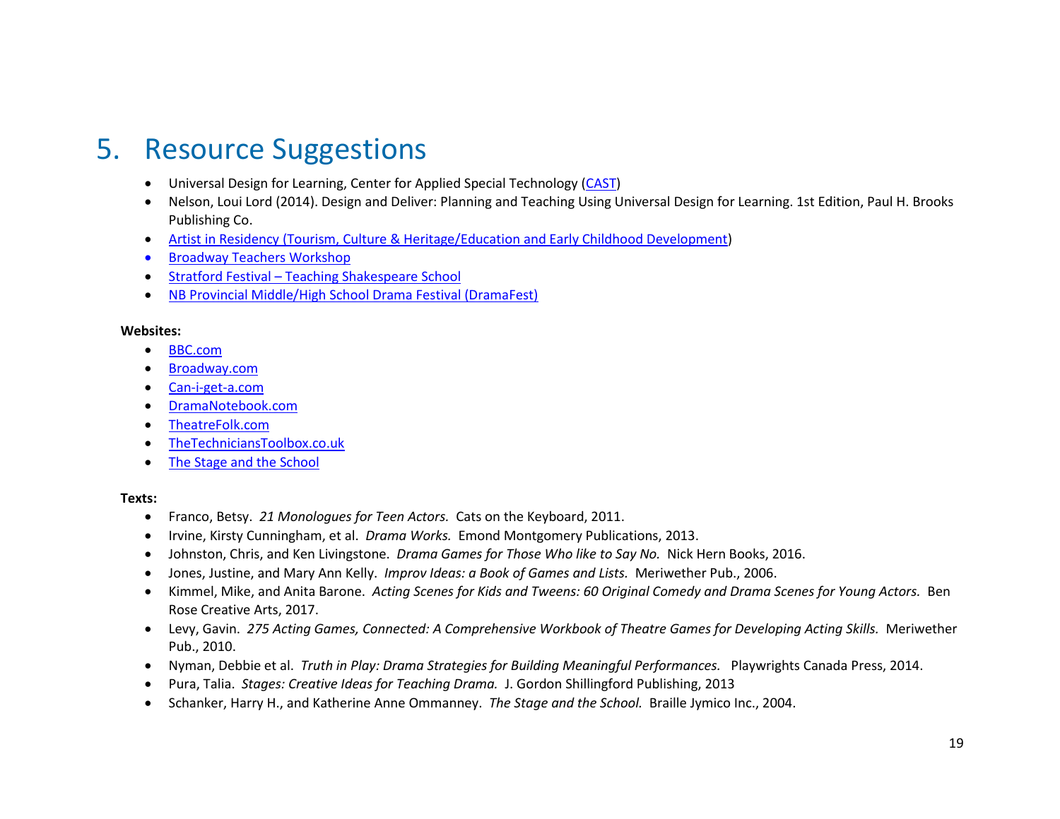# 5. Resource Suggestions

- Universal Design for Learning, Center for Applied Special Technology (CAST)
- Nelson, Loui Lord (2014). Design and Deliver: Planning and Teaching Using Universal Design for Learning. 1st Edition, Paul H. Brooks Publishing Co.
- Artist in Residency (Tourism, Culture & Heritage/Education and Early Childhood Development)
- Broadway Teachers Workshop
- Stratford Festival – Teaching Shakespeare School
- NB Provincial Middle/High School Drama Festival (DramaFest)

**Websites:**

- BBC.com
- Broadway.com
- Can-i-get-a.com
- DramaNotebook.com
- TheatreFolk.com
- TheTechniciansToolbox.co.uk
- The Stage and the School

**Texts:**

- Franco, Betsy. *21 Monologues for Teen Actors.* Cats on the Keyboard, 2011.
- Irvine, Kirsty Cunningham, et al. *Drama Works.* Emond Montgomery Publications, 2013.
- Johnston, Chris, and Ken Livingstone. *Drama Games for Those Who like to Say No.* Nick Hern Books, 2016.
- Jones, Justine, and Mary Ann Kelly. *Improv Ideas: a Book of Games and Lists.* Meriwether Pub., 2006.
- Kimmel, Mike, and Anita Barone. *Acting Scenes for Kids and Tweens: 60 Original Comedy and Drama Scenes for Young Actors.* Ben Rose Creative Arts, 2017.
- Levy, Gavin. *275 Acting Games, Connected: A Comprehensive Workbook of Theatre Games for Developing Acting Skills.* Meriwether Pub., 2010.
- Nyman, Debbie et al. *Truth in Play: Drama Strategies for Building Meaningful Performances.* Playwrights Canada Press, 2014.
- Pura, Talia. *Stages: Creative Ideas for Teaching Drama.* J. Gordon Shillingford Publishing, 2013
- Schanker, Harry H., and Katherine Anne Ommanney. *The Stage and the School.* Braille Jymico Inc., 2004.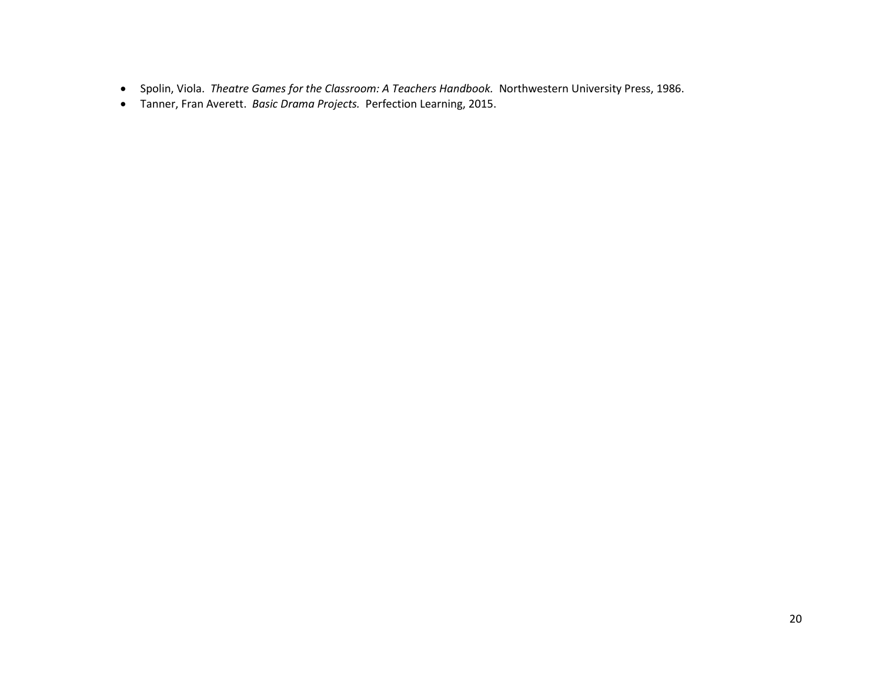- Spolin, Viola. *Theatre Games for the Classroom: A Teachers Handbook.* Northwestern University Press, 1986.
- Tanner, Fran Averett. *Basic Drama Projects.* Perfection Learning, 2015.